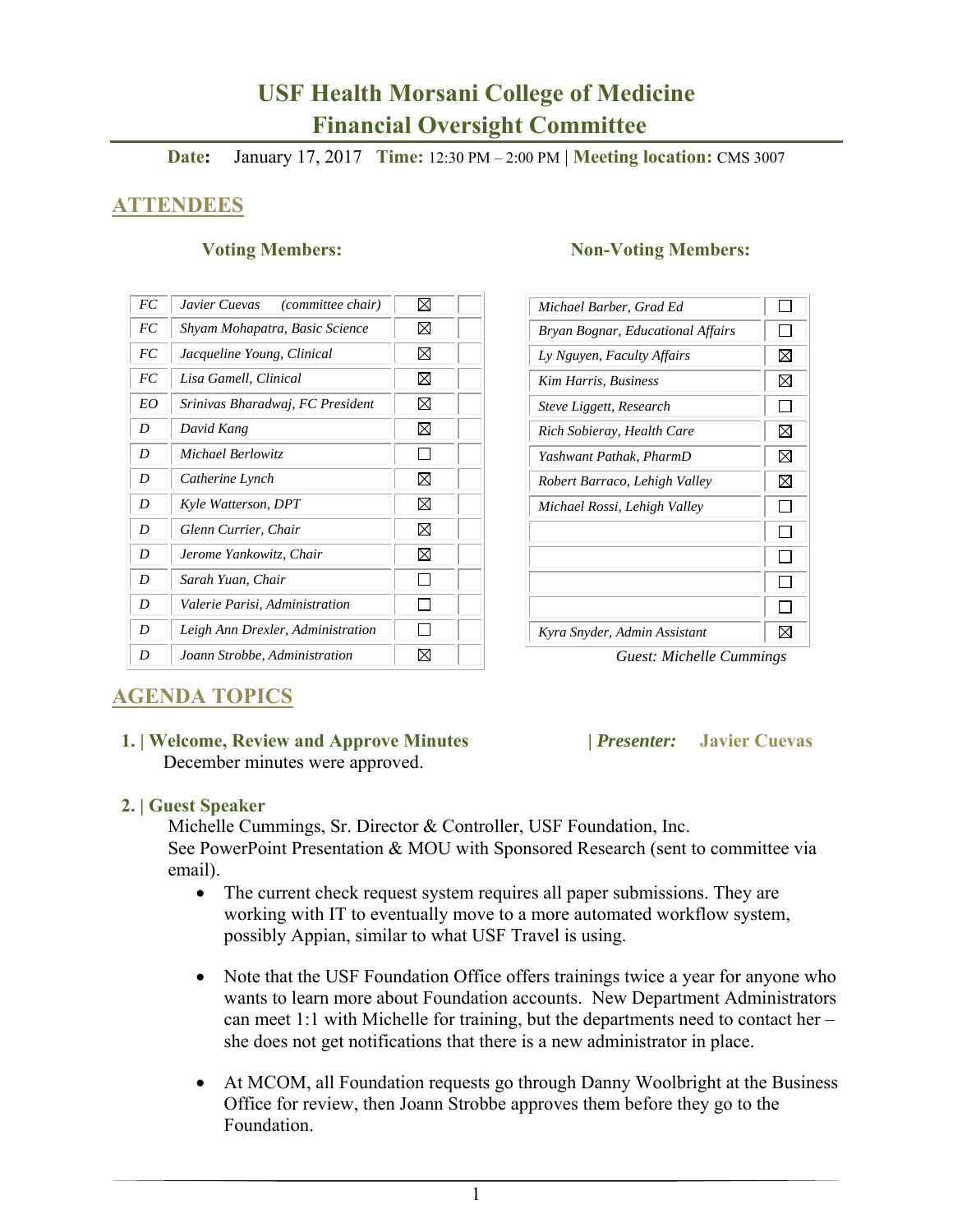# USF Health Morsani College of Medicine
# Financial Oversight Committee

**Date:** January 17, 2017 **Time:** 12:30 PM – 2:00 PM | **Meeting location:** CMS 3007

## ATTENDEES

**Voting Members:**

| | | | |
|---|---|---|---|
| FC | Javier Cuevas (committee chair) | ☒ | |
| FC | Shyam Mohapatra, Basic Science | ☒ | |
| FC | Jacqueline Young, Clinical | ☒ | |
| FC | Lisa Gamell, Clinical | ☒ | |
| EO | Srinivas Bharadwaj, FC President | ☒ | |
| D | David Kang | ☒ | |
| D | Michael Berlowitz | ☐ | |
| D | Catherine Lynch | ☒ | |
| D | Kyle Watterson, DPT | ☒ | |
| D | Glenn Currier, Chair | ☒ | |
| D | Jerome Yankowitz, Chair | ☒ | |
| D | Sarah Yuan, Chair | ☐ | |
| D | Valerie Parisi, Administration | ☐ | |
| D | Leigh Ann Drexler, Administration | ☐ | |
| D | Joann Strobbe, Administration | ☒ | |

**Non-Voting Members:**

| | |
|---|---|
| Michael Barber, Grad Ed | ☐ |
| Bryan Bognar, Educational Affairs | ☐ |
| Ly Nguyen, Faculty Affairs | ☒ |
| Kim Harris, Business | ☒ |
| Steve Liggett, Research | ☐ |
| Rich Sobieray, Health Care | ☒ |
| Yashwant Pathak, PharmD | ☒ |
| Robert Barraco, Lehigh Valley | ☒ |
| Michael Rossi, Lehigh Valley | ☐ |
| | ☐ |
| | ☐ |
| | ☐ |
| | ☐ |
| Kyra Snyder, Admin Assistant | ☒ |

*Guest: Michelle Cummings*

## AGENDA TOPICS

### 1. | Welcome, Review and Approve Minutes | *Presenter:* Javier Cuevas

December minutes were approved.

### 2. | Guest Speaker

Michelle Cummings, Sr. Director & Controller, USF Foundation, Inc.
See PowerPoint Presentation & MOU with Sponsored Research (sent to committee via email).

- The current check request system requires all paper submissions. They are working with IT to eventually move to a more automated workflow system, possibly Appian, similar to what USF Travel is using.

- Note that the USF Foundation Office offers trainings twice a year for anyone who wants to learn more about Foundation accounts. New Department Administrators can meet 1:1 with Michelle for training, but the departments need to contact her – she does not get notifications that there is a new administrator in place.

- At MCOM, all Foundation requests go through Danny Woolbright at the Business Office for review, then Joann Strobbe approves them before they go to the Foundation.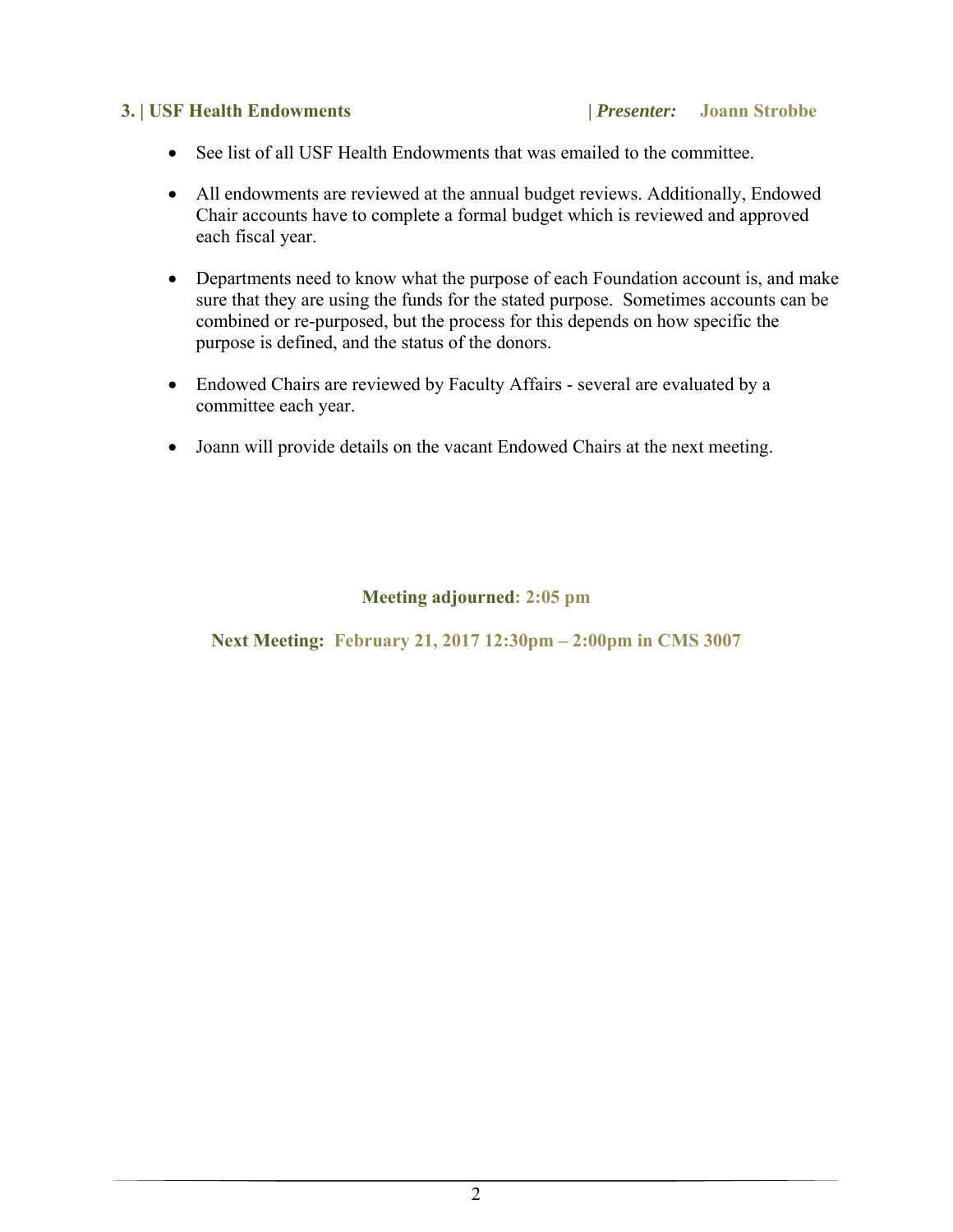### 3. | USF Health Endowments | *Presenter:* Joann Strobbe

- See list of all USF Health Endowments that was emailed to the committee.
- All endowments are reviewed at the annual budget reviews. Additionally, Endowed Chair accounts have to complete a formal budget which is reviewed and approved each fiscal year.
- Departments need to know what the purpose of each Foundation account is, and make sure that they are using the funds for the stated purpose. Sometimes accounts can be combined or re-purposed, but the process for this depends on how specific the purpose is defined, and the status of the donors.
- Endowed Chairs are reviewed by Faculty Affairs - several are evaluated by a committee each year.
- Joann will provide details on the vacant Endowed Chairs at the next meeting.

**Meeting adjourned: 2:05 pm**

**Next Meeting: February 21, 2017 12:30pm – 2:00pm in CMS 3007**